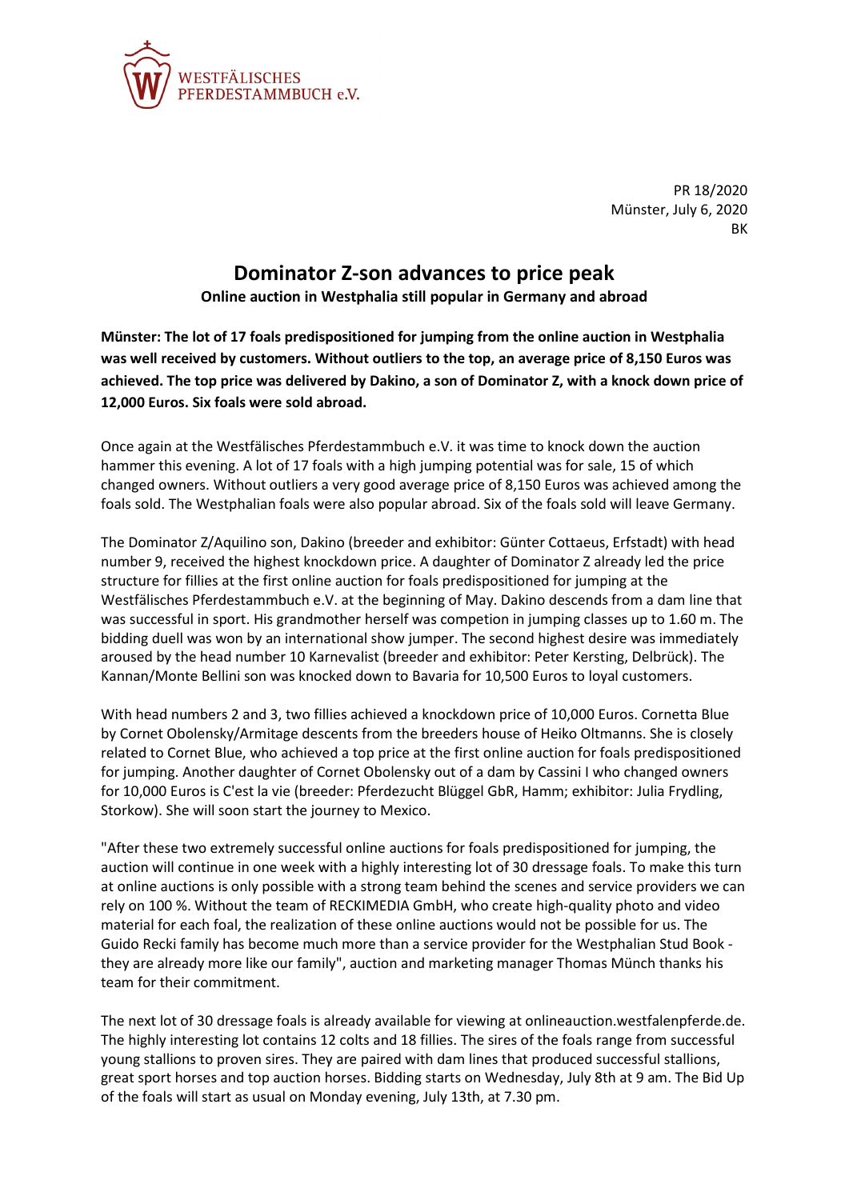WESTFÄLISCHES PFERDESTAMMBUCH e.V.

PR 18/2020
Münster, July 6, 2020
BK

# Dominator Z-son advances to price peak

**Online auction in Westphalia still popular in Germany and abroad**

**Münster: The lot of 17 foals predispositioned for jumping from the online auction in Westphalia was well received by customers. Without outliers to the top, an average price of 8,150 Euros was achieved. The top price was delivered by Dakino, a son of Dominator Z, with a knock down price of 12,000 Euros. Six foals were sold abroad.**

Once again at the Westfälisches Pferdestammbuch e.V. it was time to knock down the auction hammer this evening. A lot of 17 foals with a high jumping potential was for sale, 15 of which changed owners. Without outliers a very good average price of 8,150 Euros was achieved among the foals sold. The Westphalian foals were also popular abroad. Six of the foals sold will leave Germany.

The Dominator Z/Aquilino son, Dakino (breeder and exhibitor: Günter Cottaeus, Erfstadt) with head number 9, received the highest knockdown price. A daughter of Dominator Z already led the price structure for fillies at the first online auction for foals predispositioned for jumping at the Westfälisches Pferdestammbuch e.V. at the beginning of May. Dakino descends from a dam line that was successful in sport. His grandmother herself was competion in jumping classes up to 1.60 m. The bidding duell was won by an international show jumper. The second highest desire was immediately aroused by the head number 10 Karnevalist (breeder and exhibitor: Peter Kersting, Delbrück). The Kannan/Monte Bellini son was knocked down to Bavaria for 10,500 Euros to loyal customers.

With head numbers 2 and 3, two fillies achieved a knockdown price of 10,000 Euros. Cornetta Blue by Cornet Obolensky/Armitage descents from the breeders house of Heiko Oltmanns. She is closely related to Cornet Blue, who achieved a top price at the first online auction for foals predispositioned for jumping. Another daughter of Cornet Obolensky out of a dam by Cassini I who changed owners for 10,000 Euros is C'est la vie (breeder: Pferdezucht Blüggel GbR, Hamm; exhibitor: Julia Frydling, Storkow). She will soon start the journey to Mexico.

"After these two extremely successful online auctions for foals predispositioned for jumping, the auction will continue in one week with a highly interesting lot of 30 dressage foals. To make this turn at online auctions is only possible with a strong team behind the scenes and service providers we can rely on 100 %. Without the team of RECKIMEDIA GmbH, who create high-quality photo and video material for each foal, the realization of these online auctions would not be possible for us. The Guido Recki family has become much more than a service provider for the Westphalian Stud Book - they are already more like our family", auction and marketing manager Thomas Münch thanks his team for their commitment.

The next lot of 30 dressage foals is already available for viewing at onlineauction.westfalenpferde.de. The highly interesting lot contains 12 colts and 18 fillies. The sires of the foals range from successful young stallions to proven sires. They are paired with dam lines that produced successful stallions, great sport horses and top auction horses. Bidding starts on Wednesday, July 8th at 9 am. The Bid Up of the foals will start as usual on Monday evening, July 13th, at 7.30 pm.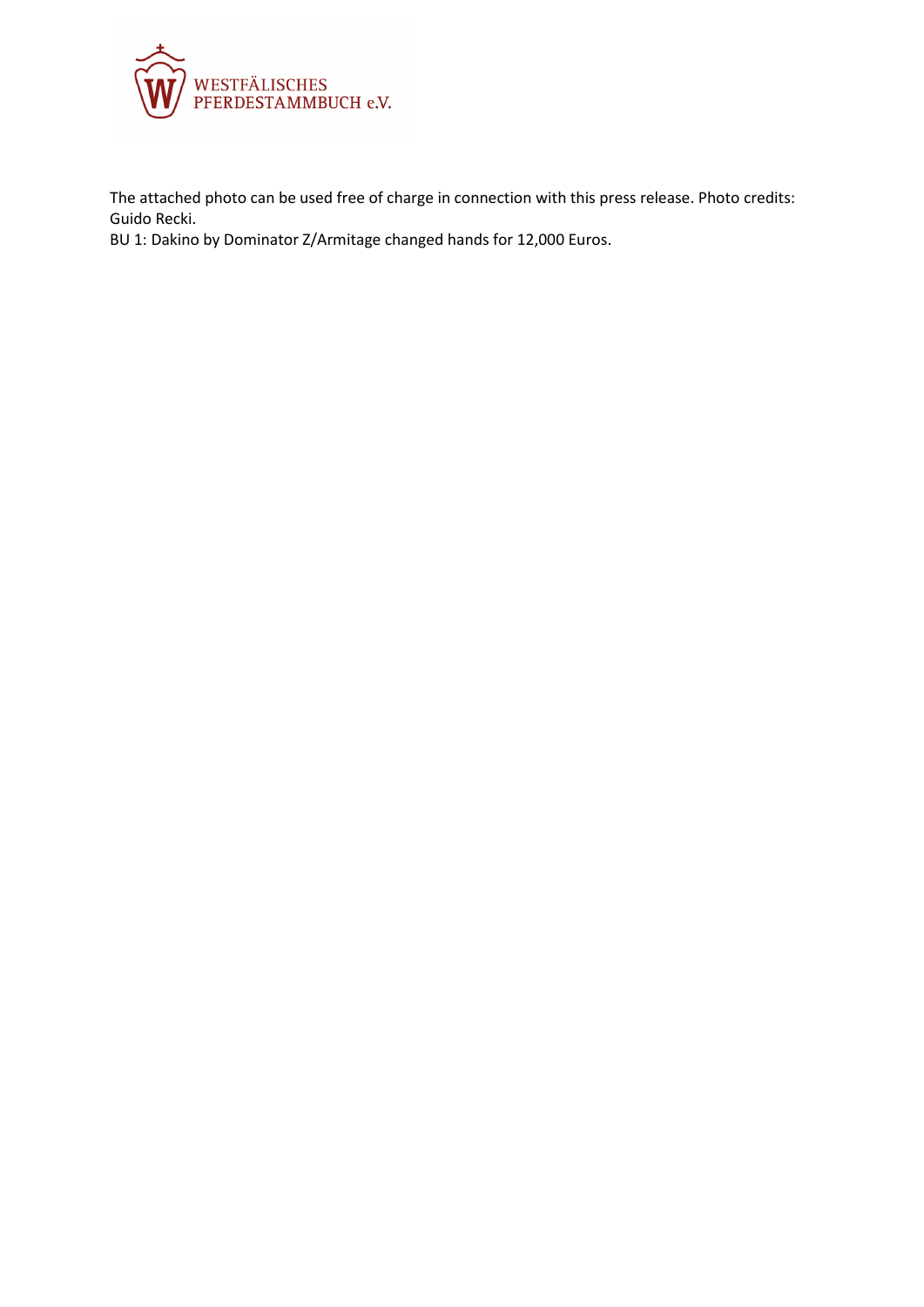The attached photo can be used free of charge in connection with this press release. Photo credits: Guido Recki.

BU 1: Dakino by Dominator Z/Armitage changed hands for 12,000 Euros.